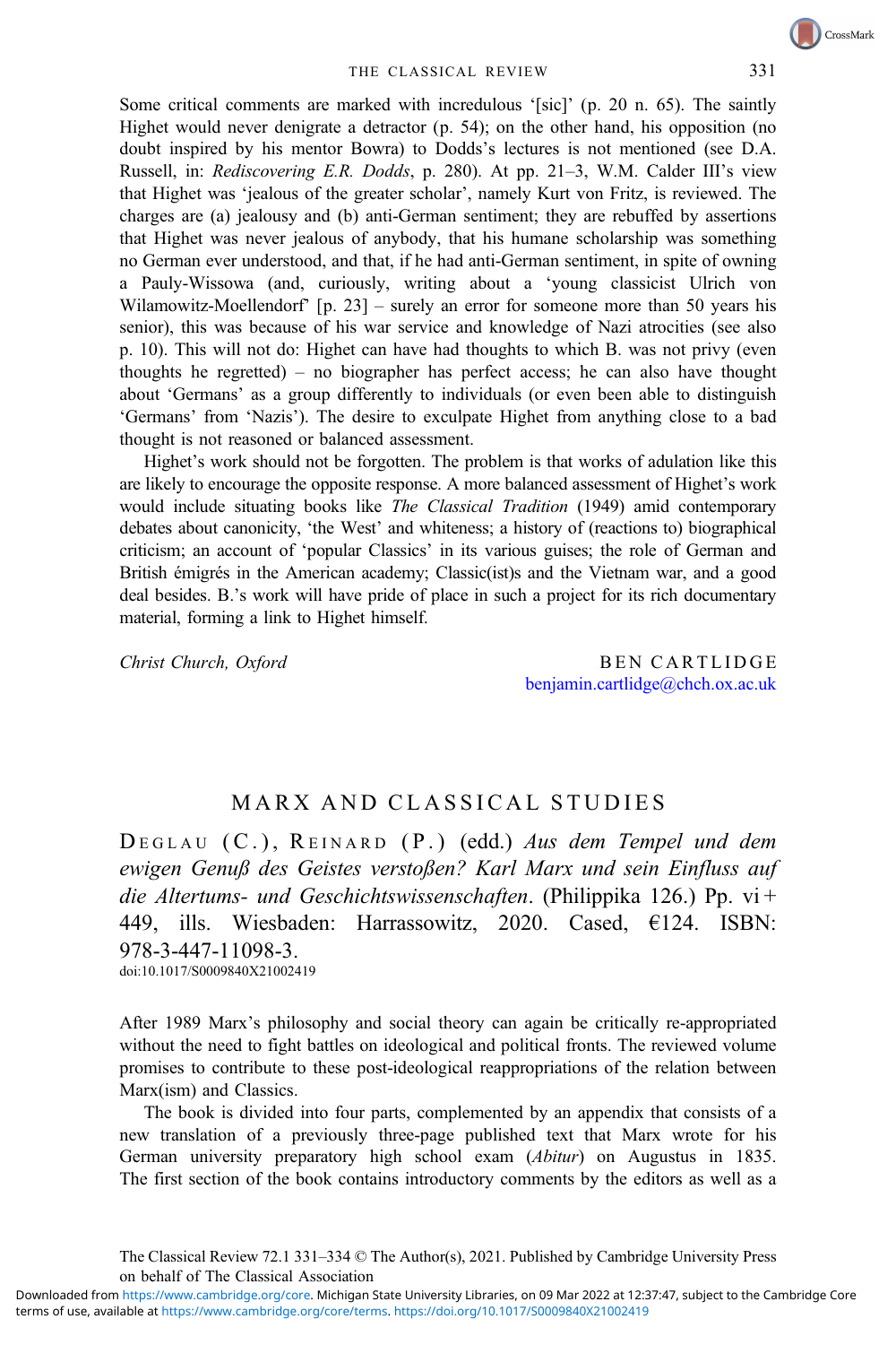Some critical comments are marked with incredulous '[sic]' (p. 20 n. 65). The saintly Highet would never denigrate a detractor (p. 54); on the other hand, his opposition (no doubt inspired by his mentor Bowra) to Dodds's lectures is not mentioned (see D.A. Russell, in: *Rediscovering E.R. Dodds*, p. 280). At pp. 21–3, W.M. Calder III's view that Highet was 'jealous of the greater scholar', namely Kurt von Fritz, is reviewed. The charges are (a) jealousy and (b) anti-German sentiment; they are rebuffed by assertions that Highet was never jealous of anybody, that his humane scholarship was something no German ever understood, and that, if he had anti-German sentiment, in spite of owning a Pauly-Wissowa (and, curiously, writing about a 'young classicist Ulrich von Wilamowitz-Moellendorf' [p. 23] – surely an error for someone more than 50 years his senior), this was because of his war service and knowledge of Nazi atrocities (see also p. 10). This will not do: Highet can have had thoughts to which B. was not privy (even thoughts he regretted) – no biographer has perfect access; he can also have thought about 'Germans' as a group differently to individuals (or even been able to distinguish 'Germans' from 'Nazis'). The desire to exculpate Highet from anything close to a bad thought is not reasoned or balanced assessment.

Highet's work should not be forgotten. The problem is that works of adulation like this are likely to encourage the opposite response. A more balanced assessment of Highet's work would include situating books like *The Classical Tradition* (1949) amid contemporary debates about canonicity, 'the West' and whiteness; a history of (reactions to) biographical criticism; an account of 'popular Classics' in its various guises; the role of German and British émigrés in the American academy; Classic(ist)s and the Vietnam war, and a good deal besides. B.'s work will have pride of place in such a project for its rich documentary material, forming a link to Highet himself.

*Christ Church, Oxford*

BEN CARTLIDGE
benjamin.cartlidge@chch.ox.ac.uk

## MARX AND CLASSICAL STUDIES

DEGLAU (C.), REINARD (P.) (edd.) *Aus dem Tempel und dem ewigen Genuß des Geistes verstoßen? Karl Marx und sein Einfluss auf die Altertums- und Geschichtswissenschaften*. (Philippika 126.) Pp. vi + 449, ills. Wiesbaden: Harrassowitz, 2020. Cased, €124. ISBN: 978-3-447-11098-3.
doi:10.1017/S0009840X21002419

After 1989 Marx's philosophy and social theory can again be critically re-appropriated without the need to fight battles on ideological and political fronts. The reviewed volume promises to contribute to these post-ideological reappropriations of the relation between Marx(ism) and Classics.

The book is divided into four parts, complemented by an appendix that consists of a new translation of a previously three-page published text that Marx wrote for his German university preparatory high school exam (*Abitur*) on Augustus in 1835. The first section of the book contains introductory comments by the editors as well as a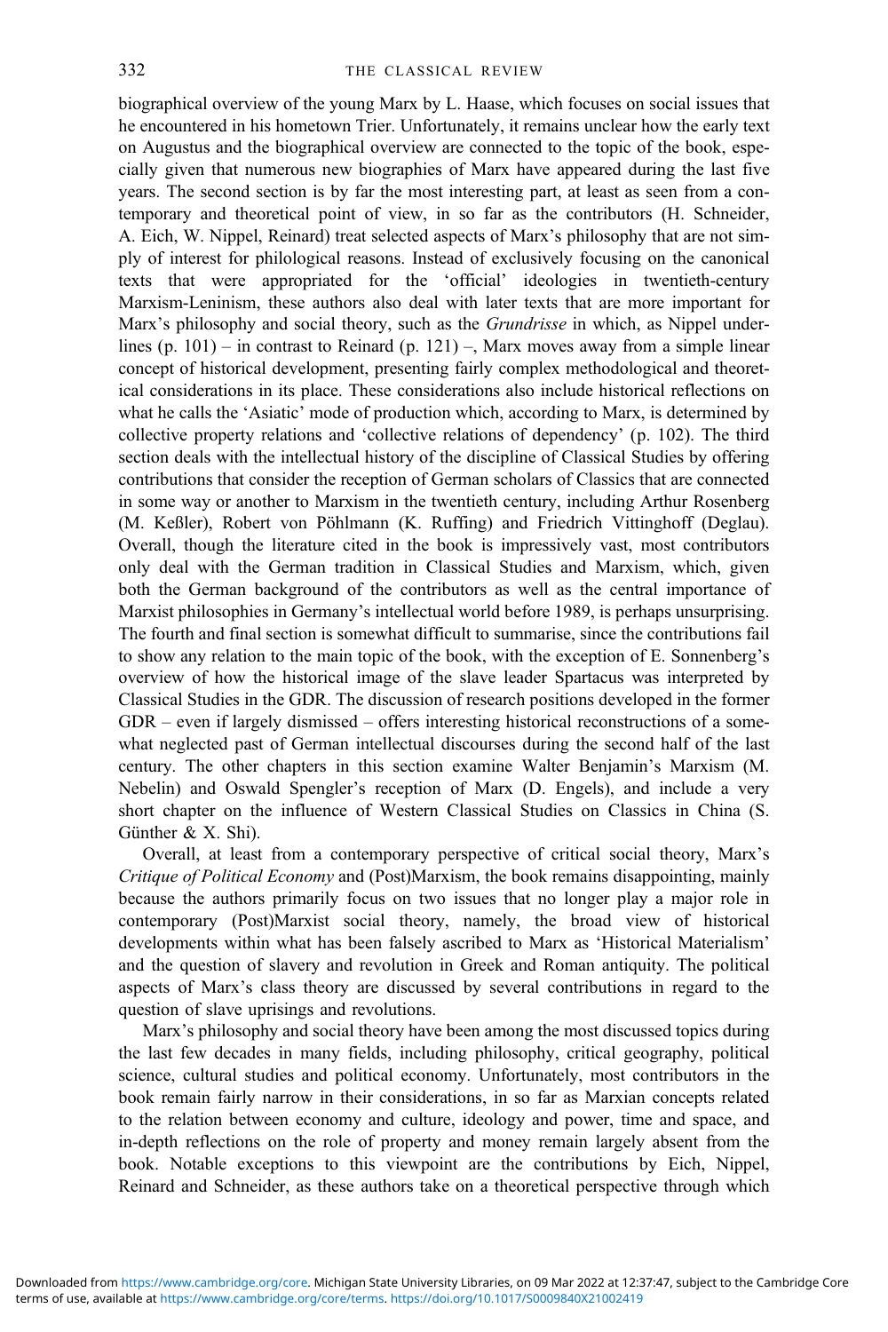biographical overview of the young Marx by L. Haase, which focuses on social issues that he encountered in his hometown Trier. Unfortunately, it remains unclear how the early text on Augustus and the biographical overview are connected to the topic of the book, especially given that numerous new biographies of Marx have appeared during the last five years. The second section is by far the most interesting part, at least as seen from a contemporary and theoretical point of view, in so far as the contributors (H. Schneider, A. Eich, W. Nippel, Reinard) treat selected aspects of Marx's philosophy that are not simply of interest for philological reasons. Instead of exclusively focusing on the canonical texts that were appropriated for the 'official' ideologies in twentieth-century Marxism-Leninism, these authors also deal with later texts that are more important for Marx's philosophy and social theory, such as the *Grundrisse* in which, as Nippel underlines (p. 101) – in contrast to Reinard (p. 121) –, Marx moves away from a simple linear concept of historical development, presenting fairly complex methodological and theoretical considerations in its place. These considerations also include historical reflections on what he calls the 'Asiatic' mode of production which, according to Marx, is determined by collective property relations and 'collective relations of dependency' (p. 102). The third section deals with the intellectual history of the discipline of Classical Studies by offering contributions that consider the reception of German scholars of Classics that are connected in some way or another to Marxism in the twentieth century, including Arthur Rosenberg (M. Keßler), Robert von Pöhlmann (K. Ruffing) and Friedrich Vittinghoff (Deglau). Overall, though the literature cited in the book is impressively vast, most contributors only deal with the German tradition in Classical Studies and Marxism, which, given both the German background of the contributors as well as the central importance of Marxist philosophies in Germany's intellectual world before 1989, is perhaps unsurprising. The fourth and final section is somewhat difficult to summarise, since the contributions fail to show any relation to the main topic of the book, with the exception of E. Sonnenberg's overview of how the historical image of the slave leader Spartacus was interpreted by Classical Studies in the GDR. The discussion of research positions developed in the former GDR – even if largely dismissed – offers interesting historical reconstructions of a somewhat neglected past of German intellectual discourses during the second half of the last century. The other chapters in this section examine Walter Benjamin's Marxism (M. Nebelin) and Oswald Spengler's reception of Marx (D. Engels), and include a very short chapter on the influence of Western Classical Studies on Classics in China (S. Günther & X. Shi).

Overall, at least from a contemporary perspective of critical social theory, Marx's *Critique of Political Economy* and (Post)Marxism, the book remains disappointing, mainly because the authors primarily focus on two issues that no longer play a major role in contemporary (Post)Marxist social theory, namely, the broad view of historical developments within what has been falsely ascribed to Marx as 'Historical Materialism' and the question of slavery and revolution in Greek and Roman antiquity. The political aspects of Marx's class theory are discussed by several contributions in regard to the question of slave uprisings and revolutions.

Marx's philosophy and social theory have been among the most discussed topics during the last few decades in many fields, including philosophy, critical geography, political science, cultural studies and political economy. Unfortunately, most contributors in the book remain fairly narrow in their considerations, in so far as Marxian concepts related to the relation between economy and culture, ideology and power, time and space, and in-depth reflections on the role of property and money remain largely absent from the book. Notable exceptions to this viewpoint are the contributions by Eich, Nippel, Reinard and Schneider, as these authors take on a theoretical perspective through which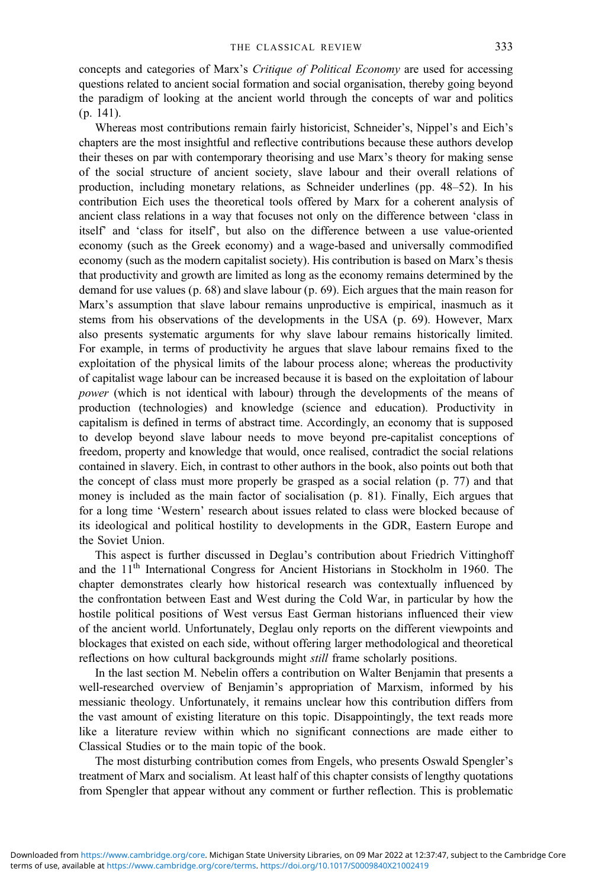concepts and categories of Marx's *Critique of Political Economy* are used for accessing questions related to ancient social formation and social organisation, thereby going beyond the paradigm of looking at the ancient world through the concepts of war and politics (p. 141).

Whereas most contributions remain fairly historicist, Schneider's, Nippel's and Eich's chapters are the most insightful and reflective contributions because these authors develop their theses on par with contemporary theorising and use Marx's theory for making sense of the social structure of ancient society, slave labour and their overall relations of production, including monetary relations, as Schneider underlines (pp. 48–52). In his contribution Eich uses the theoretical tools offered by Marx for a coherent analysis of ancient class relations in a way that focuses not only on the difference between 'class in itself' and 'class for itself', but also on the difference between a use value-oriented economy (such as the Greek economy) and a wage-based and universally commodified economy (such as the modern capitalist society). His contribution is based on Marx's thesis that productivity and growth are limited as long as the economy remains determined by the demand for use values (p. 68) and slave labour (p. 69). Eich argues that the main reason for Marx's assumption that slave labour remains unproductive is empirical, inasmuch as it stems from his observations of the developments in the USA (p. 69). However, Marx also presents systematic arguments for why slave labour remains historically limited. For example, in terms of productivity he argues that slave labour remains fixed to the exploitation of the physical limits of the labour process alone; whereas the productivity of capitalist wage labour can be increased because it is based on the exploitation of labour *power* (which is not identical with labour) through the developments of the means of production (technologies) and knowledge (science and education). Productivity in capitalism is defined in terms of abstract time. Accordingly, an economy that is supposed to develop beyond slave labour needs to move beyond pre-capitalist conceptions of freedom, property and knowledge that would, once realised, contradict the social relations contained in slavery. Eich, in contrast to other authors in the book, also points out both that the concept of class must more properly be grasped as a social relation (p. 77) and that money is included as the main factor of socialisation (p. 81). Finally, Eich argues that for a long time 'Western' research about issues related to class were blocked because of its ideological and political hostility to developments in the GDR, Eastern Europe and the Soviet Union.

This aspect is further discussed in Deglau's contribution about Friedrich Vittinghoff and the 11th International Congress for Ancient Historians in Stockholm in 1960. The chapter demonstrates clearly how historical research was contextually influenced by the confrontation between East and West during the Cold War, in particular by how the hostile political positions of West versus East German historians influenced their view of the ancient world. Unfortunately, Deglau only reports on the different viewpoints and blockages that existed on each side, without offering larger methodological and theoretical reflections on how cultural backgrounds might *still* frame scholarly positions.

In the last section M. Nebelin offers a contribution on Walter Benjamin that presents a well-researched overview of Benjamin's appropriation of Marxism, informed by his messianic theology. Unfortunately, it remains unclear how this contribution differs from the vast amount of existing literature on this topic. Disappointingly, the text reads more like a literature review within which no significant connections are made either to Classical Studies or to the main topic of the book.

The most disturbing contribution comes from Engels, who presents Oswald Spengler's treatment of Marx and socialism. At least half of this chapter consists of lengthy quotations from Spengler that appear without any comment or further reflection. This is problematic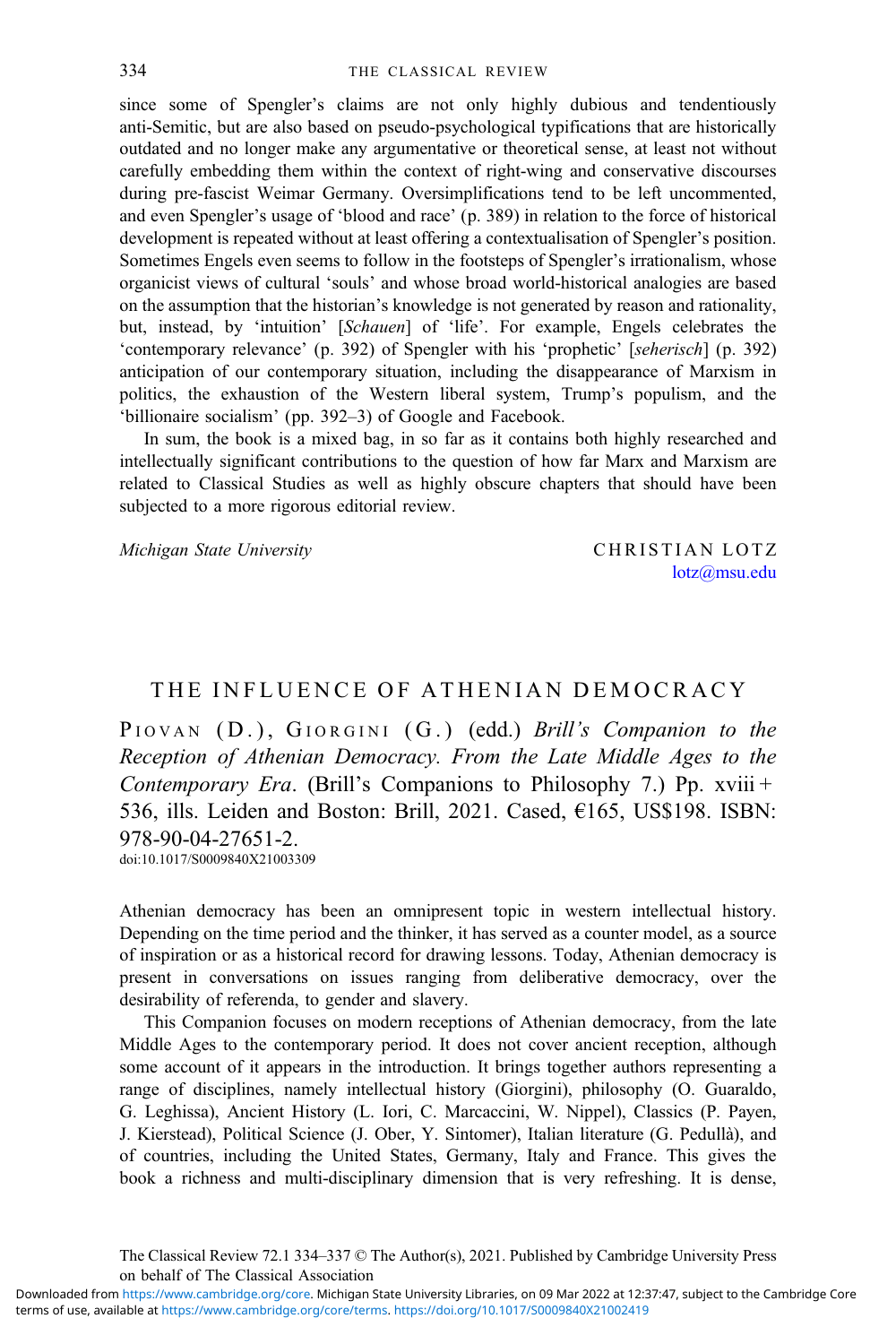since some of Spengler's claims are not only highly dubious and tendentiously anti-Semitic, but are also based on pseudo-psychological typifications that are historically outdated and no longer make any argumentative or theoretical sense, at least not without carefully embedding them within the context of right-wing and conservative discourses during pre-fascist Weimar Germany. Oversimplifications tend to be left uncommented, and even Spengler's usage of 'blood and race' (p. 389) in relation to the force of historical development is repeated without at least offering a contextualisation of Spengler's position. Sometimes Engels even seems to follow in the footsteps of Spengler's irrationalism, whose organicist views of cultural 'souls' and whose broad world-historical analogies are based on the assumption that the historian's knowledge is not generated by reason and rationality, but, instead, by 'intuition' [*Schauen*] of 'life'. For example, Engels celebrates the 'contemporary relevance' (p. 392) of Spengler with his 'prophetic' [*seherisch*] (p. 392) anticipation of our contemporary situation, including the disappearance of Marxism in politics, the exhaustion of the Western liberal system, Trump's populism, and the 'billionaire socialism' (pp. 392–3) of Google and Facebook.

In sum, the book is a mixed bag, in so far as it contains both highly researched and intellectually significant contributions to the question of how far Marx and Marxism are related to Classical Studies as well as highly obscure chapters that should have been subjected to a more rigorous editorial review.

*Michigan State University* — CHRISTIAN LOTZ
lotz@msu.edu

## THE INFLUENCE OF ATHENIAN DEMOCRACY

PIOVAN (D.), GIORGINI (G.) (edd.) *Brill's Companion to the Reception of Athenian Democracy. From the Late Middle Ages to the Contemporary Era*. (Brill's Companions to Philosophy 7.) Pp. xviii + 536, ills. Leiden and Boston: Brill, 2021. Cased, €165, US$198. ISBN: 978-90-04-27651-2.
doi:10.1017/S0009840X21003309

Athenian democracy has been an omnipresent topic in western intellectual history. Depending on the time period and the thinker, it has served as a counter model, as a source of inspiration or as a historical record for drawing lessons. Today, Athenian democracy is present in conversations on issues ranging from deliberative democracy, over the desirability of referenda, to gender and slavery.

This Companion focuses on modern receptions of Athenian democracy, from the late Middle Ages to the contemporary period. It does not cover ancient reception, although some account of it appears in the introduction. It brings together authors representing a range of disciplines, namely intellectual history (Giorgini), philosophy (O. Guaraldo, G. Leghissa), Ancient History (L. Iori, C. Marcaccini, W. Nippel), Classics (P. Payen, J. Kierstead), Political Science (J. Ober, Y. Sintomer), Italian literature (G. Pedullà), and of countries, including the United States, Germany, Italy and France. This gives the book a richness and multi-disciplinary dimension that is very refreshing. It is dense,